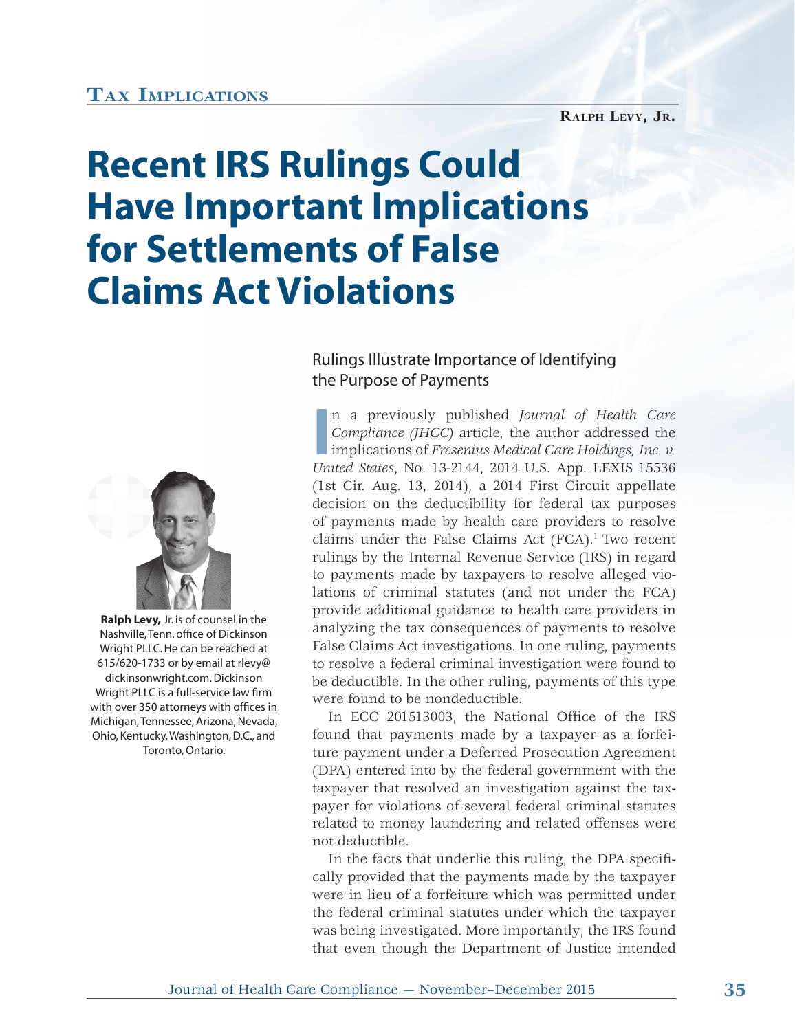**Tax Implications**

**Ralph Levy, Jr.**

# Recent IRS Rulings Could Have Important Implications for Settlements of False Claims Act Violations

## Rulings Illustrate Importance of Identifying the Purpose of Payments

**Ralph Levy,** Jr. is of counsel in the Nashville, Tenn. office of Dickinson Wright PLLC. He can be reached at 615/620-1733 or by email at rlevy@dickinsonwright.com. Dickinson Wright PLLC is a full-service law firm with over 350 attorneys with offices in Michigan, Tennessee, Arizona, Nevada, Ohio, Kentucky, Washington, D.C., and Toronto, Ontario.

In a previously published *Journal of Health Care Compliance (JHCC)* article, the author addressed the implications of *Fresenius Medical Care Holdings, Inc. v. United States*, No. 13-2144, 2014 U.S. App. LEXIS 15536 (1st Cir. Aug. 13, 2014), a 2014 First Circuit appellate decision on the deductibility for federal tax purposes of payments made by health care providers to resolve claims under the False Claims Act (FCA).[1] Two recent rulings by the Internal Revenue Service (IRS) in regard to payments made by taxpayers to resolve alleged violations of criminal statutes (and not under the FCA) provide additional guidance to health care providers in analyzing the tax consequences of payments to resolve False Claims Act investigations. In one ruling, payments to resolve a federal criminal investigation were found to be deductible. In the other ruling, payments of this type were found to be nondeductible.

In ECC 201513003, the National Office of the IRS found that payments made by a taxpayer as a forfeiture payment under a Deferred Prosecution Agreement (DPA) entered into by the federal government with the taxpayer that resolved an investigation against the taxpayer for violations of several federal criminal statutes related to money laundering and related offenses were not deductible.

In the facts that underlie this ruling, the DPA specifically provided that the payments made by the taxpayer were in lieu of a forfeiture which was permitted under the federal criminal statutes under which the taxpayer was being investigated. More importantly, the IRS found that even though the Department of Justice intended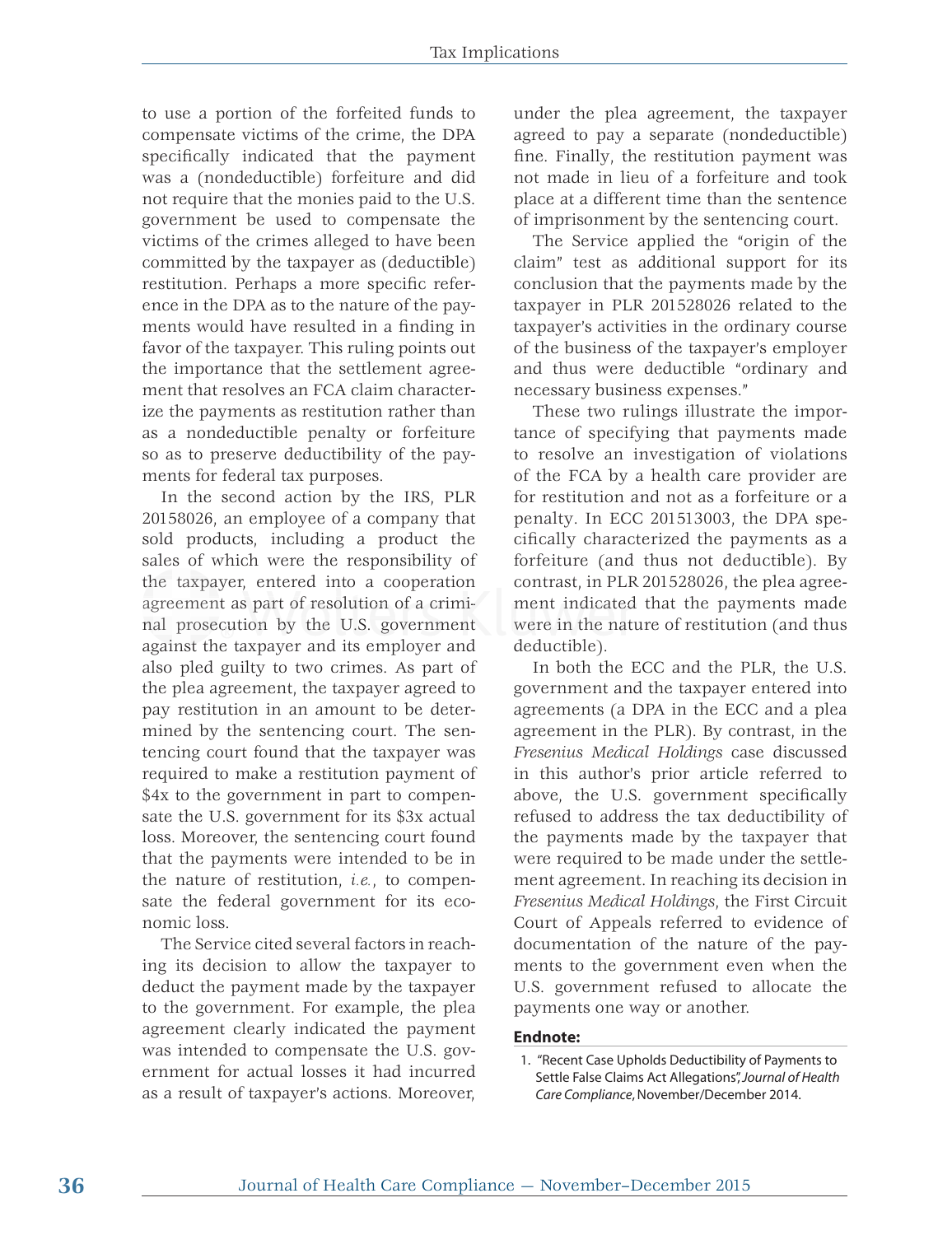to use a portion of the forfeited funds to compensate victims of the crime, the DPA specifically indicated that the payment was a (nondeductible) forfeiture and did not require that the monies paid to the U.S. government be used to compensate the victims of the crimes alleged to have been committed by the taxpayer as (deductible) restitution. Perhaps a more specific reference in the DPA as to the nature of the payments would have resulted in a finding in favor of the taxpayer. This ruling points out the importance that the settlement agreement that resolves an FCA claim characterize the payments as restitution rather than as a nondeductible penalty or forfeiture so as to preserve deductibility of the payments for federal tax purposes.

In the second action by the IRS, PLR 20158026, an employee of a company that sold products, including a product the sales of which were the responsibility of the taxpayer, entered into a cooperation agreement as part of resolution of a criminal prosecution by the U.S. government against the taxpayer and its employer and also pled guilty to two crimes. As part of the plea agreement, the taxpayer agreed to pay restitution in an amount to be determined by the sentencing court. The sentencing court found that the taxpayer was required to make a restitution payment of \$4x to the government in part to compensate the U.S. government for its \$3x actual loss. Moreover, the sentencing court found that the payments were intended to be in the nature of restitution, *i.e.*, to compensate the federal government for its economic loss.

The Service cited several factors in reaching its decision to allow the taxpayer to deduct the payment made by the taxpayer to the government. For example, the plea agreement clearly indicated the payment was intended to compensate the U.S. government for actual losses it had incurred as a result of taxpayer's actions. Moreover, under the plea agreement, the taxpayer agreed to pay a separate (nondeductible) fine. Finally, the restitution payment was not made in lieu of a forfeiture and took place at a different time than the sentence of imprisonment by the sentencing court.

The Service applied the "origin of the claim" test as additional support for its conclusion that the payments made by the taxpayer in PLR 201528026 related to the taxpayer's activities in the ordinary course of the business of the taxpayer's employer and thus were deductible "ordinary and necessary business expenses."

These two rulings illustrate the importance of specifying that payments made to resolve an investigation of violations of the FCA by a health care provider are for restitution and not as a forfeiture or a penalty. In ECC 201513003, the DPA specifically characterized the payments as a forfeiture (and thus not deductible). By contrast, in PLR 201528026, the plea agreement indicated that the payments made were in the nature of restitution (and thus deductible).

In both the ECC and the PLR, the U.S. government and the taxpayer entered into agreements (a DPA in the ECC and a plea agreement in the PLR). By contrast, in the *Fresenius Medical Holdings* case discussed in this author's prior article referred to above, the U.S. government specifically refused to address the tax deductibility of the payments made by the taxpayer that were required to be made under the settlement agreement. In reaching its decision in *Fresenius Medical Holdings*, the First Circuit Court of Appeals referred to evidence of documentation of the nature of the payments to the government even when the U.S. government refused to allocate the payments one way or another.

**Endnote:**

1. "Recent Case Upholds Deductibility of Payments to Settle False Claims Act Allegations", *Journal of Health Care Compliance*, November/December 2014.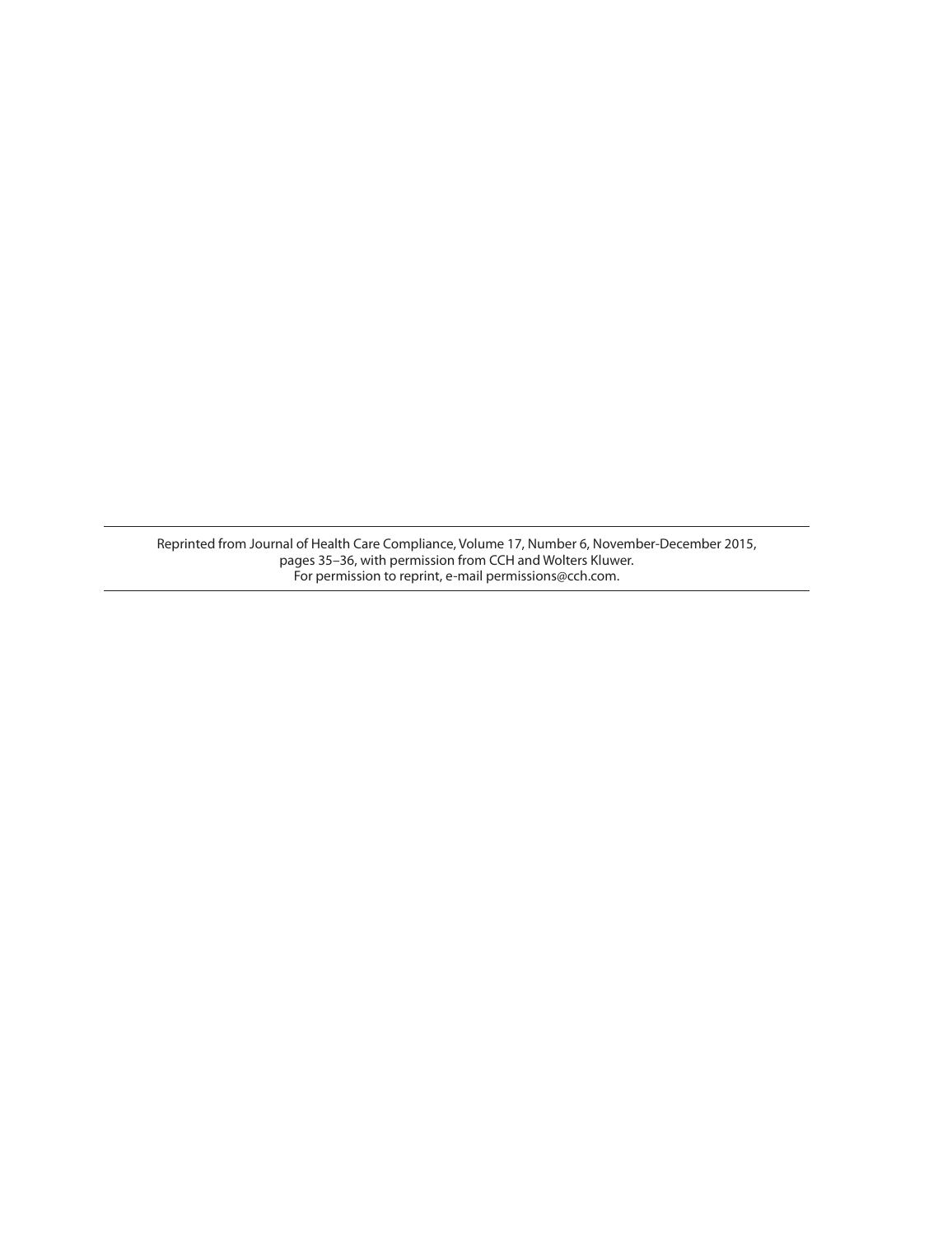Reprinted from Journal of Health Care Compliance, Volume 17, Number 6, November-December 2015, pages 35–36, with permission from CCH and Wolters Kluwer.
For permission to reprint, e-mail permissions@cch.com.